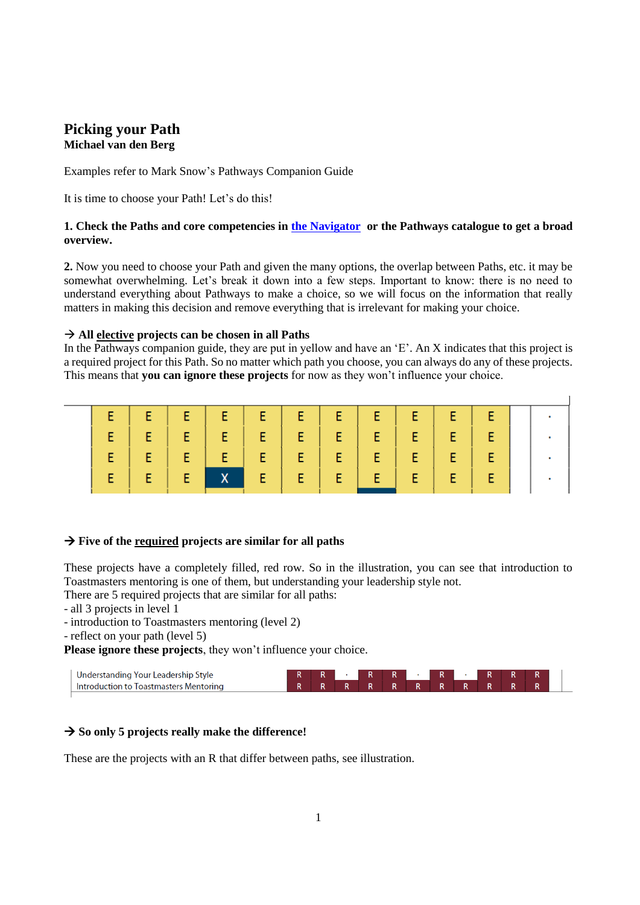# Picking your Path

**Michael van den Berg**

Examples refer to Mark Snow's Pathways Companion Guide

It is time to choose your Path! Let's do this!

**1. Check the Paths and core competencies in [the Navigator](#) or the Pathways catalogue to get a broad overview.**

**2.** Now you need to choose your Path and given the many options, the overlap between Paths, etc. it may be somewhat overwhelming. Let's break it down into a few steps. Important to know: there is no need to understand everything about Pathways to make a choice, so we will focus on the information that really matters in making this decision and remove everything that is irrelevant for making your choice.

**→ All <u>elective</u> projects can be chosen in all Paths**

In the Pathways companion guide, they are put in yellow and have an 'E'. An X indicates that this project is a required project for this Path. So no matter which path you choose, you can always do any of these projects. This means that **you can ignore these projects** for now as they won't influence your choice.

| | | | | | | | | | | | |
|---|---|---|---|---|---|---|---|---|---|---|---|
| E | E | E | E | E | E | E | E | E | E | E | . |
| E | E | E | E | E | E | E | E | E | E | E | . |
| E | E | E | E | E | E | E | E | E | E | E | . |
| E | E | E | X | E | E | E | E | E | E | E | . |

**→ Five of the <u>required</u> projects are similar for all paths**

These projects have a completely filled, red row. So in the illustration, you can see that introduction to Toastmasters mentoring is one of them, but understanding your leadership style not.

There are 5 required projects that are similar for all paths:

- all 3 projects in level 1
- introduction to Toastmasters mentoring (level 2)
- reflect on your path (level 5)

**Please ignore these projects**, they won't influence your choice.

| | | | | | | | | | | | |
|---|---|---|---|---|---|---|---|---|---|---|---|
| Understanding Your Leadership Style | R | R | . | R | R | . | R | . | R | R | R |
| Introduction to Toastmasters Mentoring | R | R | R | R | R | R | R | R | R | R | R |

**→ So only 5 projects really make the difference!**

These are the projects with an R that differ between paths, see illustration.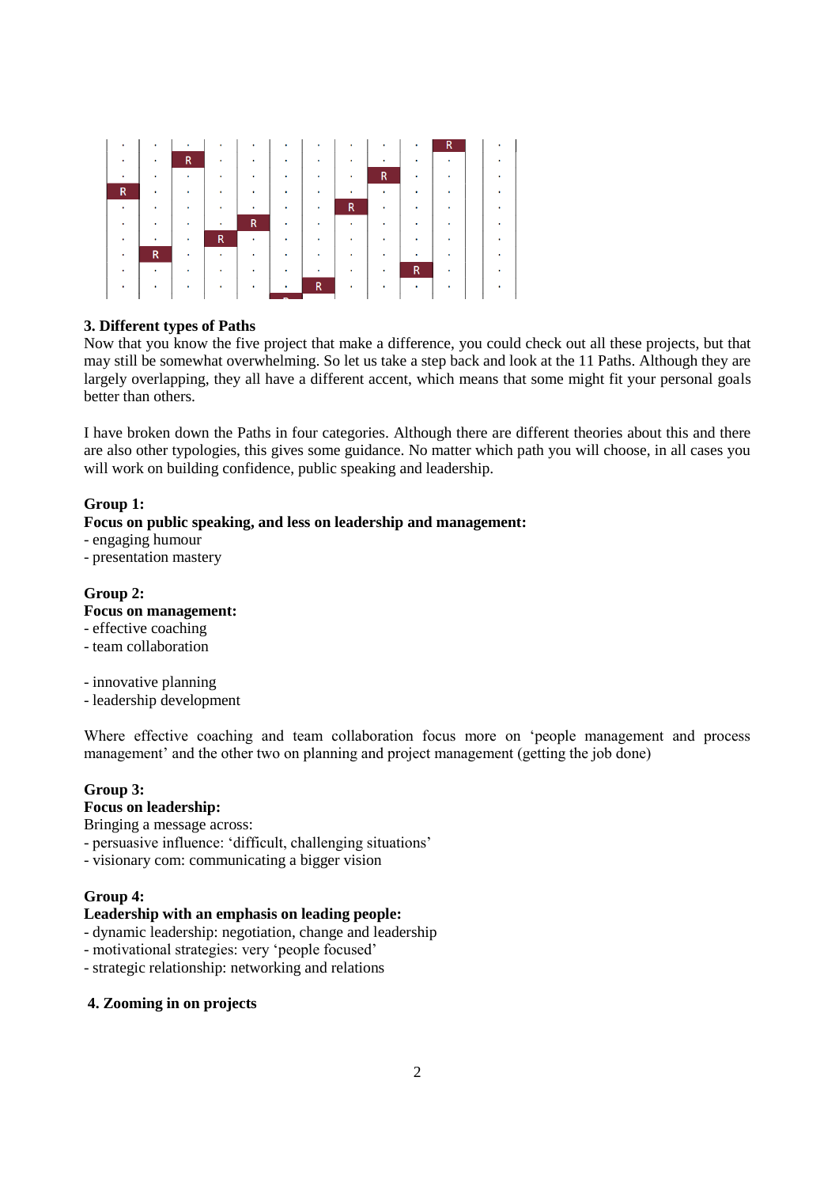## 3. Different types of Paths

Now that you know the five project that make a difference, you could check out all these projects, but that may still be somewhat overwhelming. So let us take a step back and look at the 11 Paths. Although they are largely overlapping, they all have a different accent, which means that some might fit your personal goals better than others.

I have broken down the Paths in four categories. Although there are different theories about this and there are also other typologies, this gives some guidance. No matter which path you will choose, in all cases you will work on building confidence, public speaking and leadership.

**Group 1:**
**Focus on public speaking, and less on leadership and management:**
- engaging humour
- presentation mastery

**Group 2:**
**Focus on management:**
- effective coaching
- team collaboration

- innovative planning
- leadership development

Where effective coaching and team collaboration focus more on 'people management and process management' and the other two on planning and project management (getting the job done)

**Group 3:**
**Focus on leadership:**
Bringing a message across:
- persuasive influence: 'difficult, challenging situations'
- visionary com: communicating a bigger vision

**Group 4:**
**Leadership with an emphasis on leading people:**
- dynamic leadership: negotiation, change and leadership
- motivational strategies: very 'people focused'
- strategic relationship: networking and relations

## 4. Zooming in on projects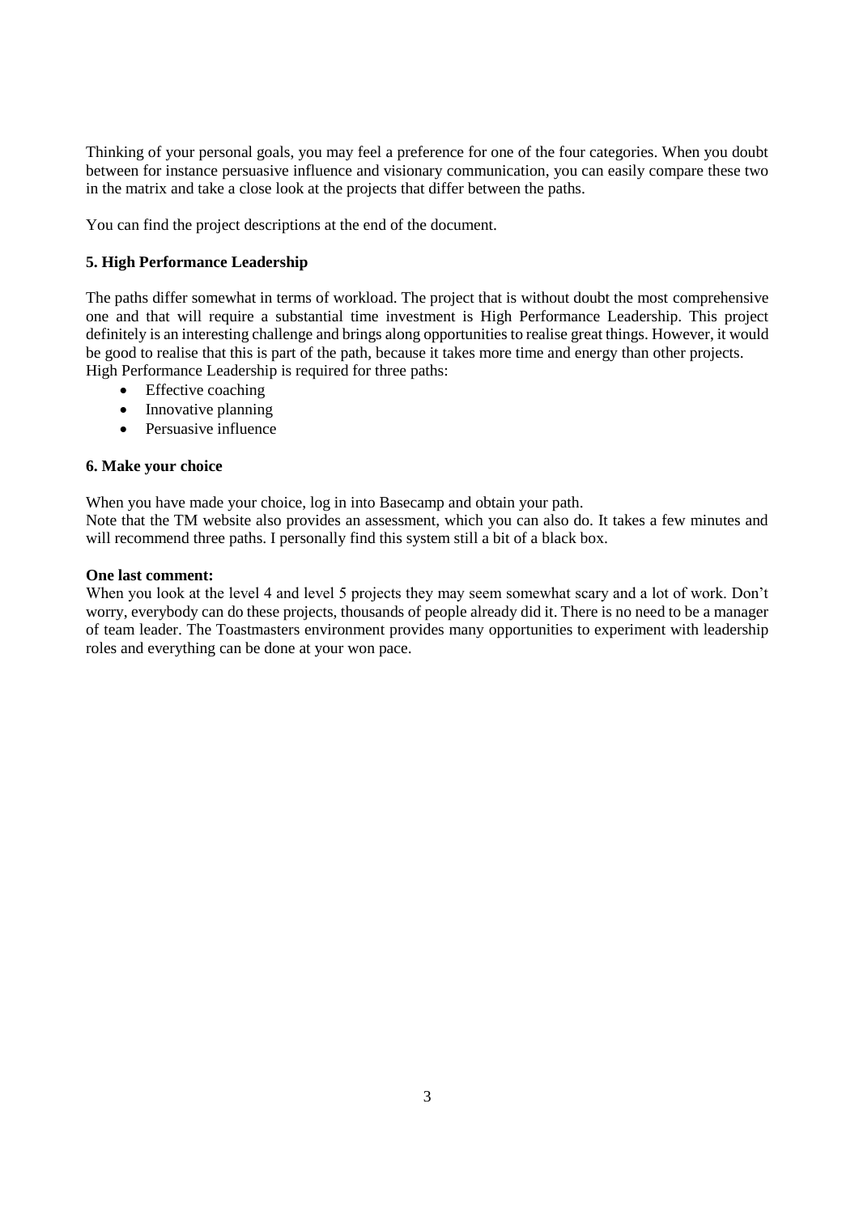Thinking of your personal goals, you may feel a preference for one of the four categories. When you doubt between for instance persuasive influence and visionary communication, you can easily compare these two in the matrix and take a close look at the projects that differ between the paths.

You can find the project descriptions at the end of the document.

**5. High Performance Leadership**

The paths differ somewhat in terms of workload. The project that is without doubt the most comprehensive one and that will require a substantial time investment is High Performance Leadership. This project definitely is an interesting challenge and brings along opportunities to realise great things. However, it would be good to realise that this is part of the path, because it takes more time and energy than other projects. High Performance Leadership is required for three paths:

- Effective coaching
- Innovative planning
- Persuasive influence

**6. Make your choice**

When you have made your choice, log in into Basecamp and obtain your path.
Note that the TM website also provides an assessment, which you can also do. It takes a few minutes and will recommend three paths. I personally find this system still a bit of a black box.

**One last comment:**
When you look at the level 4 and level 5 projects they may seem somewhat scary and a lot of work. Don't worry, everybody can do these projects, thousands of people already did it. There is no need to be a manager of team leader. The Toastmasters environment provides many opportunities to experiment with leadership roles and everything can be done at your won pace.